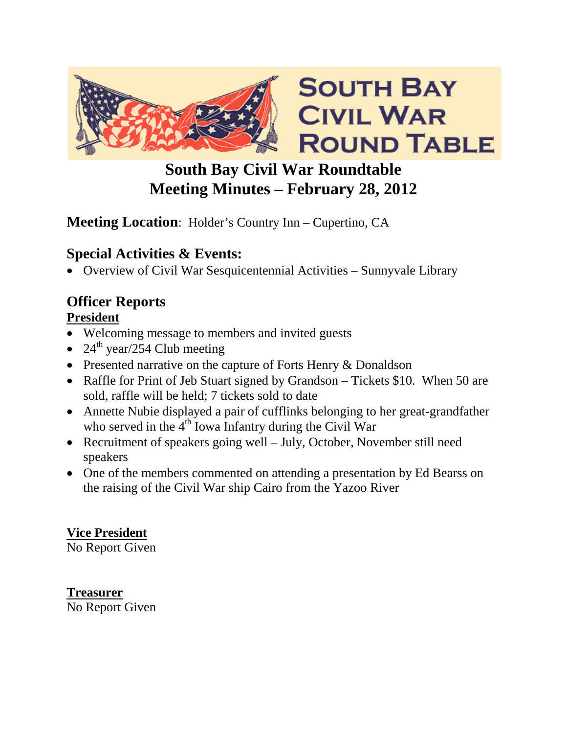# South Bay Civil War Roundtable
# Meeting Minutes – February 28, 2012

**Meeting Location**: Holder's Country Inn – Cupertino, CA

## Special Activities & Events:

- Overview of Civil War Sesquicentennial Activities – Sunnyvale Library

## Officer Reports

### President

- Welcoming message to members and invited guests
- 24th year/254 Club meeting
- Presented narrative on the capture of Forts Henry & Donaldson
- Raffle for Print of Jeb Stuart signed by Grandson – Tickets $10. When 50 are sold, raffle will be held; 7 tickets sold to date
- Annette Nubie displayed a pair of cufflinks belonging to her great-grandfather who served in the 4th Iowa Infantry during the Civil War
- Recruitment of speakers going well – July, October, November still need speakers
- One of the members commented on attending a presentation by Ed Bearss on the raising of the Civil War ship Cairo from the Yazoo River

### Vice President

No Report Given

### Treasurer

No Report Given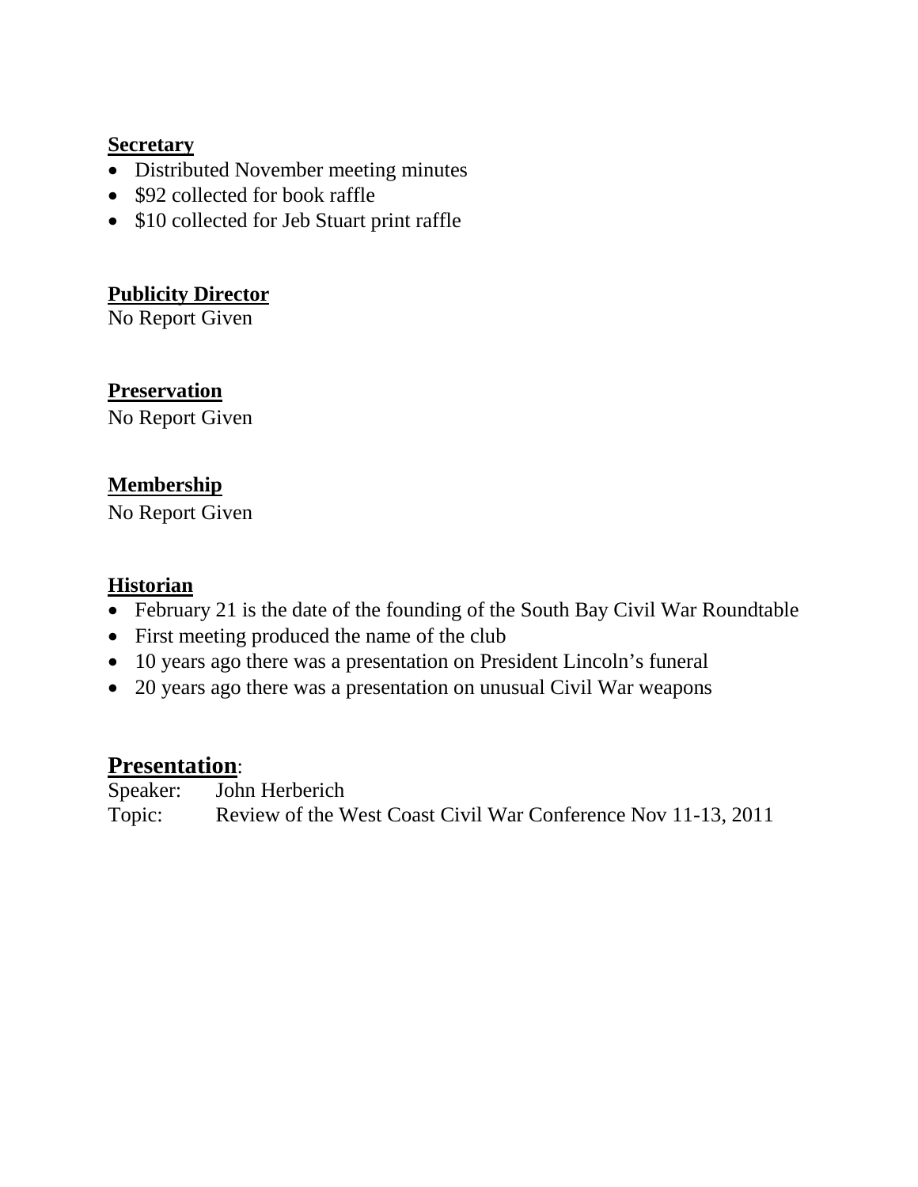**Secretary**

- Distributed November meeting minutes
- $92 collected for book raffle
- $10 collected for Jeb Stuart print raffle

**Publicity Director**

No Report Given

**Preservation**

No Report Given

**Membership**

No Report Given

**Historian**

- February 21 is the date of the founding of the South Bay Civil War Roundtable
- First meeting produced the name of the club
- 10 years ago there was a presentation on President Lincoln's funeral
- 20 years ago there was a presentation on unusual Civil War weapons

## Presentation:

Speaker: John Herberich
Topic: Review of the West Coast Civil War Conference Nov 11-13, 2011